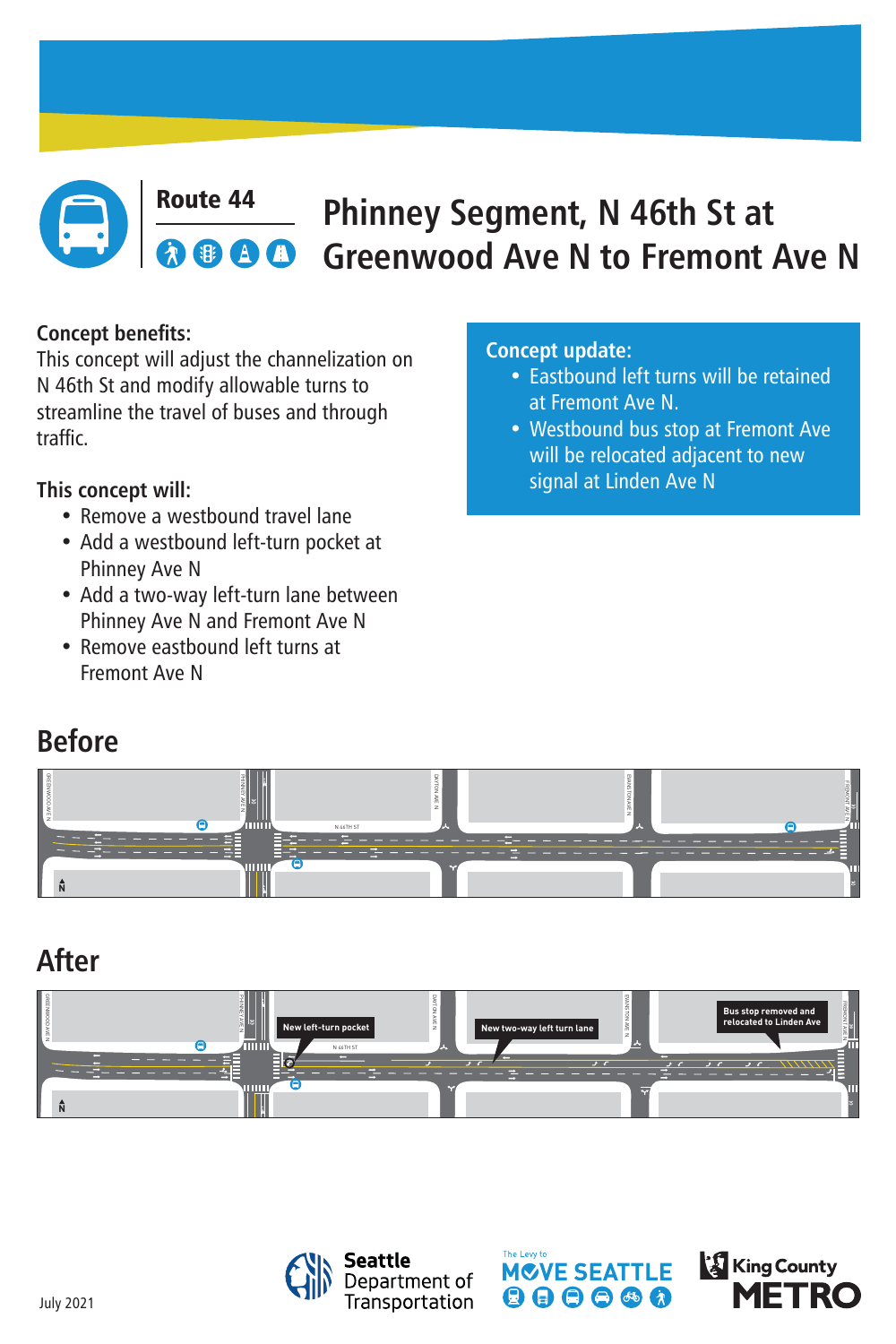Route 44

# Phinney Segment, N 46th St at Greenwood Ave N to Fremont Ave N

**Concept benefits:**
This concept will adjust the channelization on N 46th St and modify allowable turns to streamline the travel of buses and through traffic.

**This concept will:**

- Remove a westbound travel lane
- Add a westbound left-turn pocket at Phinney Ave N
- Add a two-way left-turn lane between Phinney Ave N and Fremont Ave N
- Remove eastbound left turns at Fremont Ave N

**Concept update:**

- Eastbound left turns will be retained at Fremont Ave N.
- Westbound bus stop at Fremont Ave will be relocated adjacent to new signal at Linden Ave N

## Before

GREENWOOD AVE N, PHINNEY AVE N, N 46TH ST, DAYTON AVE N, EVANSTON AVE N, FREMONT AVE N

## After

New left-turn pocket

New two-way left turn lane

Bus stop removed and relocated to Linden Ave

July 2021

Seattle Department of Transportation

The Levy to MOVE SEATTLE

King County METRO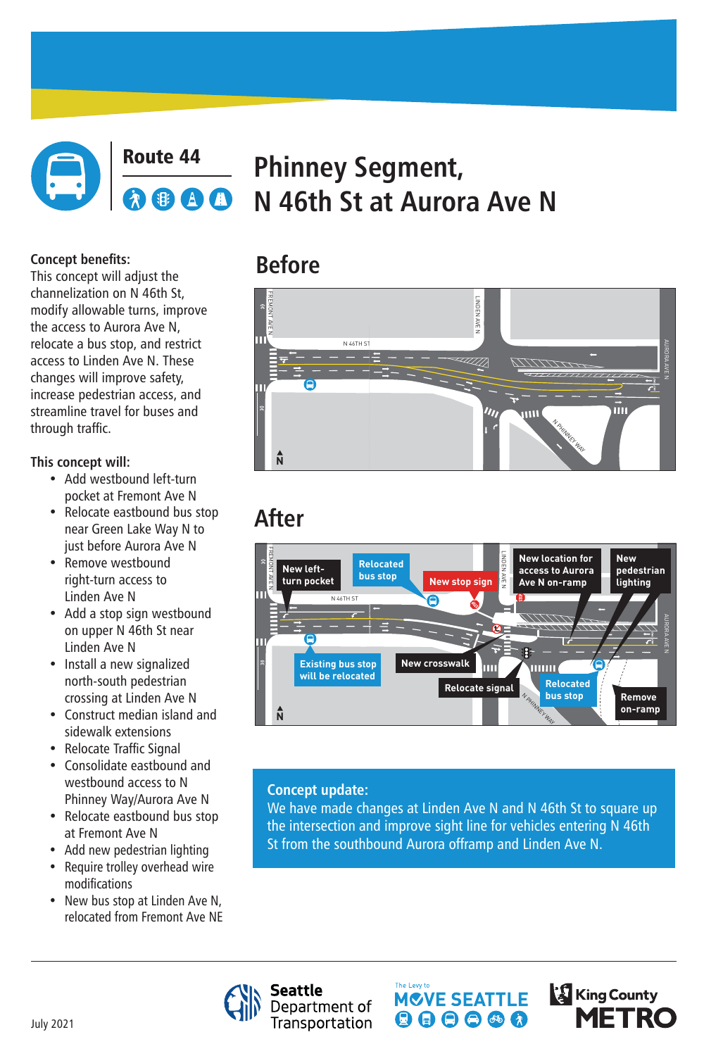# Route 44

# Phinney Segment, N 46th St at Aurora Ave N

**Concept benefits:**
This concept will adjust the channelization on N 46th St, modify allowable turns, improve the access to Aurora Ave N, relocate a bus stop, and restrict access to Linden Ave N. These changes will improve safety, increase pedestrian access, and streamline travel for buses and through traffic.

**This concept will:**

- Add westbound left-turn pocket at Fremont Ave N
- Relocate eastbound bus stop near Green Lake Way N to just before Aurora Ave N
- Remove westbound right-turn access to Linden Ave N
- Add a stop sign westbound on upper N 46th St near Linden Ave N
- Install a new signalized north-south pedestrian crossing at Linden Ave N
- Construct median island and sidewalk extensions
- Relocate Traffic Signal
- Consolidate eastbound and westbound access to N Phinney Way/Aurora Ave N
- Relocate eastbound bus stop at Fremont Ave N
- Add new pedestrian lighting
- Require trolley overhead wire modifications
- New bus stop at Linden Ave N, relocated from Fremont Ave NE

## Before

FREMONT AVE N, LINDEN AVE N, N 46TH ST, AURORA AVE N, N PHINNEY WAY

## After

New left-turn pocket, Relocated bus stop, New stop sign, New location for access to Aurora Ave N on-ramp, New pedestrian lighting, Existing bus stop will be relocated, New crosswalk, Relocate signal, Relocated bus stop, Remove on-ramp

**Concept update:**
We have made changes at Linden Ave N and N 46th St to square up the intersection and improve sight line for vehicles entering N 46th St from the southbound Aurora offramp and Linden Ave N.

July 2021

Seattle Department of Transportation | The Levy to MOVE SEATTLE | King County METRO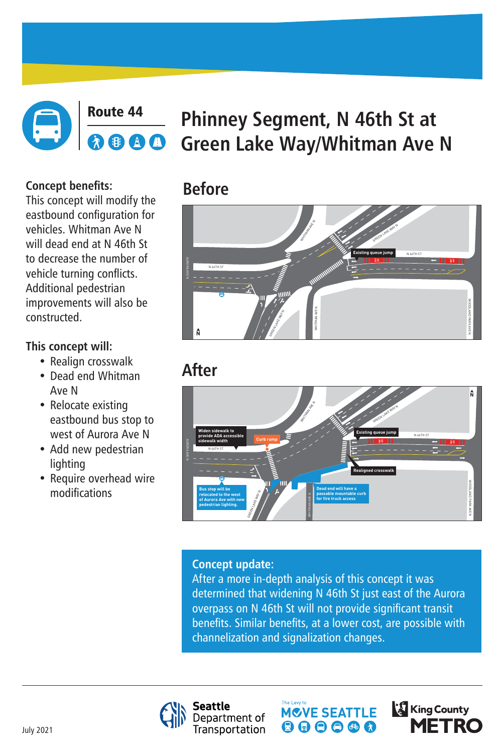Route 44

# Phinney Segment, N 46th St at Green Lake Way/Whitman Ave N

**Concept benefits:**
This concept will modify the eastbound configuration for vehicles. Whitman Ave N will dead end at N 46th St to decrease the number of vehicle turning conflicts. Additional pedestrian improvements will also be constructed.

**This concept will:**

- Realign crosswalk
- Dead end Whitman Ave N
- Relocate existing eastbound bus stop to west of Aurora Ave N
- Add new pedestrian lighting
- Require overhead wire modifications

## Before

Existing queue jump

## After

Widen sidewalk to provide ADA accessible sidewalk width

Curb ramp

Existing queue jump

Realigned crosswalk

Bus stop will be relocated to the west of Aurora Ave with new pedestrian lighting.

Dead end will have a passable mountable curb for fire truck access

### Concept update:

After a more in-depth analysis of this concept it was determined that widening N 46th St just east of the Aurora overpass on N 46th St will not provide significant transit benefits. Similar benefits, at a lower cost, are possible with channelization and signalization changes.

July 2021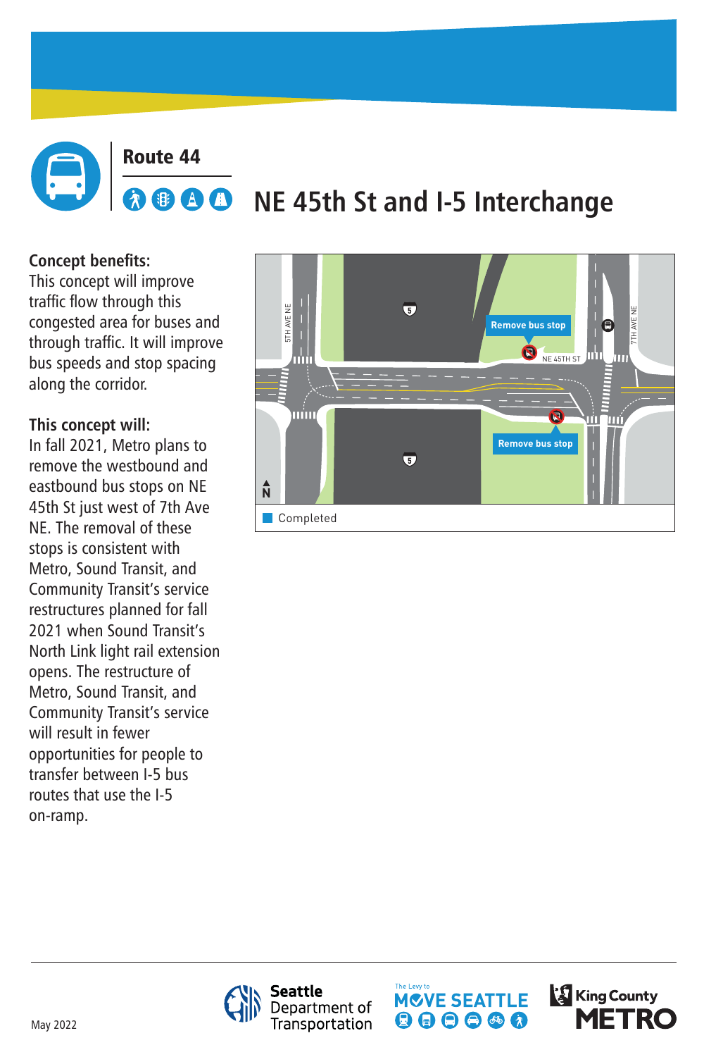# Route 44

## NE 45th St and I-5 Interchange

**Concept benefits:**
This concept will improve traffic flow through this congested area for buses and through traffic. It will improve bus speeds and stop spacing along the corridor.

**This concept will:**
In fall 2021, Metro plans to remove the westbound and eastbound bus stops on NE 45th St just west of 7th Ave NE. The removal of these stops is consistent with Metro, Sound Transit, and Community Transit's service restructures planned for fall 2021 when Sound Transit's North Link light rail extension opens. The restructure of Metro, Sound Transit, and Community Transit's service will result in fewer opportunities for people to transfer between I-5 bus routes that use the I-5 on-ramp.

5TH AVE NE

7TH AVE NE

NE 45TH ST

Remove bus stop

Remove bus stop

N

Completed

May 2022

Seattle Department of Transportation

The Levy to MOVE SEATTLE

King County METRO